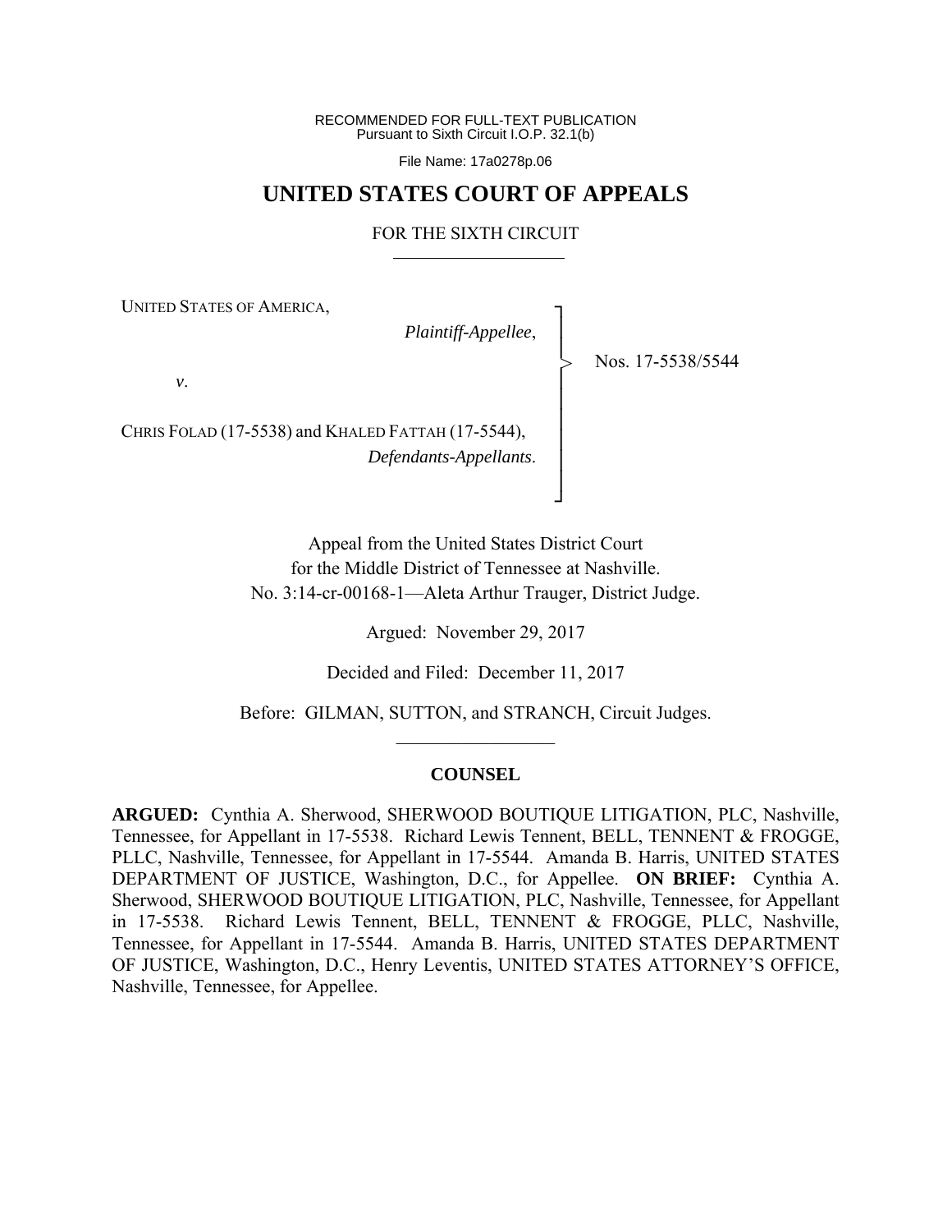RECOMMENDED FOR FULL-TEXT PUBLICATION
Pursuant to Sixth Circuit I.O.P. 32.1(b)

File Name: 17a0278p.06

# UNITED STATES COURT OF APPEALS

## FOR THE SIXTH CIRCUIT

UNITED STATES OF AMERICA,
*Plaintiff-Appellee*,

*v*.

CHRIS FOLAD (17-5538) and KHALED FATTAH (17-5544),
*Defendants-Appellants*.

Nos. 17-5538/5544

Appeal from the United States District Court
for the Middle District of Tennessee at Nashville.
No. 3:14-cr-00168-1—Aleta Arthur Trauger, District Judge.

Argued: November 29, 2017

Decided and Filed: December 11, 2017

Before: GILMAN, SUTTON, and STRANCH, Circuit Judges.

---

### COUNSEL

**ARGUED:** Cynthia A. Sherwood, SHERWOOD BOUTIQUE LITIGATION, PLC, Nashville, Tennessee, for Appellant in 17-5538. Richard Lewis Tennent, BELL, TENNENT & FROGGE, PLLC, Nashville, Tennessee, for Appellant in 17-5544. Amanda B. Harris, UNITED STATES DEPARTMENT OF JUSTICE, Washington, D.C., for Appellee. **ON BRIEF:** Cynthia A. Sherwood, SHERWOOD BOUTIQUE LITIGATION, PLC, Nashville, Tennessee, for Appellant in 17-5538. Richard Lewis Tennent, BELL, TENNENT & FROGGE, PLLC, Nashville, Tennessee, for Appellant in 17-5544. Amanda B. Harris, UNITED STATES DEPARTMENT OF JUSTICE, Washington, D.C., Henry Leventis, UNITED STATES ATTORNEY'S OFFICE, Nashville, Tennessee, for Appellee.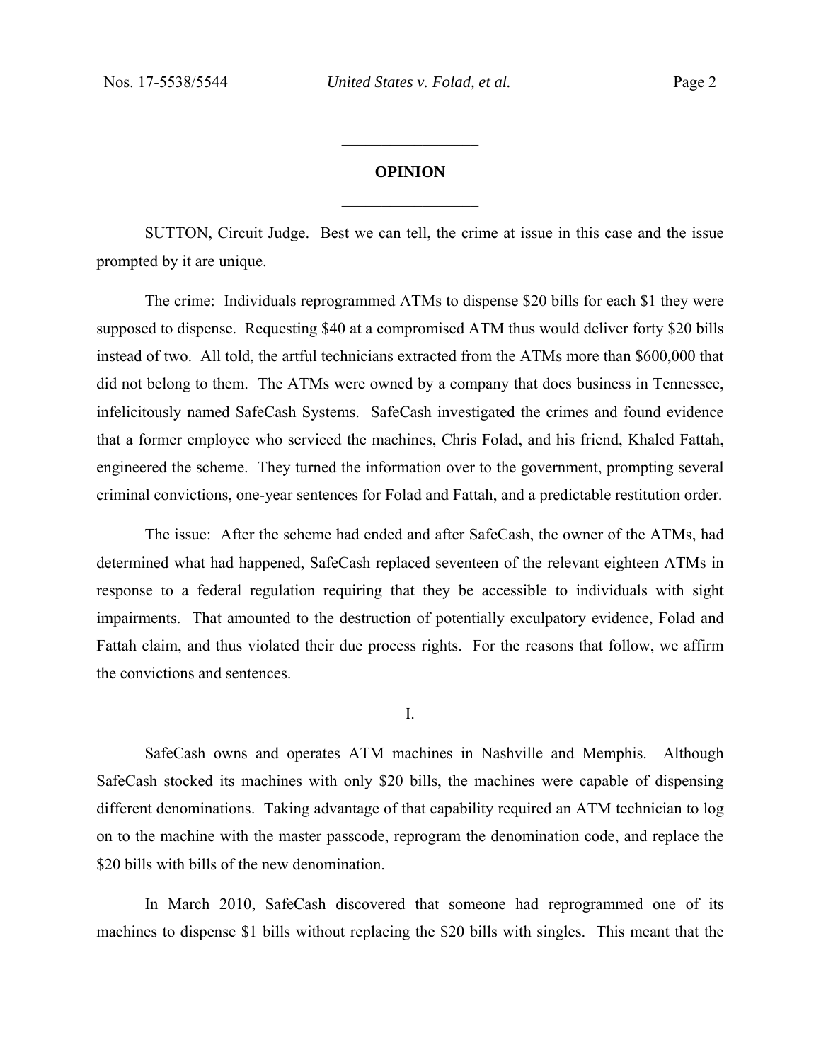## OPINION

SUTTON, Circuit Judge. Best we can tell, the crime at issue in this case and the issue prompted by it are unique.

The crime: Individuals reprogrammed ATMs to dispense $20 bills for each $1 they were supposed to dispense. Requesting $40 at a compromised ATM thus would deliver forty $20 bills instead of two. All told, the artful technicians extracted from the ATMs more than $600,000 that did not belong to them. The ATMs were owned by a company that does business in Tennessee, infelicitously named SafeCash Systems. SafeCash investigated the crimes and found evidence that a former employee who serviced the machines, Chris Folad, and his friend, Khaled Fattah, engineered the scheme. They turned the information over to the government, prompting several criminal convictions, one-year sentences for Folad and Fattah, and a predictable restitution order.

The issue: After the scheme had ended and after SafeCash, the owner of the ATMs, had determined what had happened, SafeCash replaced seventeen of the relevant eighteen ATMs in response to a federal regulation requiring that they be accessible to individuals with sight impairments. That amounted to the destruction of potentially exculpatory evidence, Folad and Fattah claim, and thus violated their due process rights. For the reasons that follow, we affirm the convictions and sentences.

## I.

SafeCash owns and operates ATM machines in Nashville and Memphis. Although SafeCash stocked its machines with only $20 bills, the machines were capable of dispensing different denominations. Taking advantage of that capability required an ATM technician to log on to the machine with the master passcode, reprogram the denomination code, and replace the $20 bills with bills of the new denomination.

In March 2010, SafeCash discovered that someone had reprogrammed one of its machines to dispense $1 bills without replacing the $20 bills with singles. This meant that the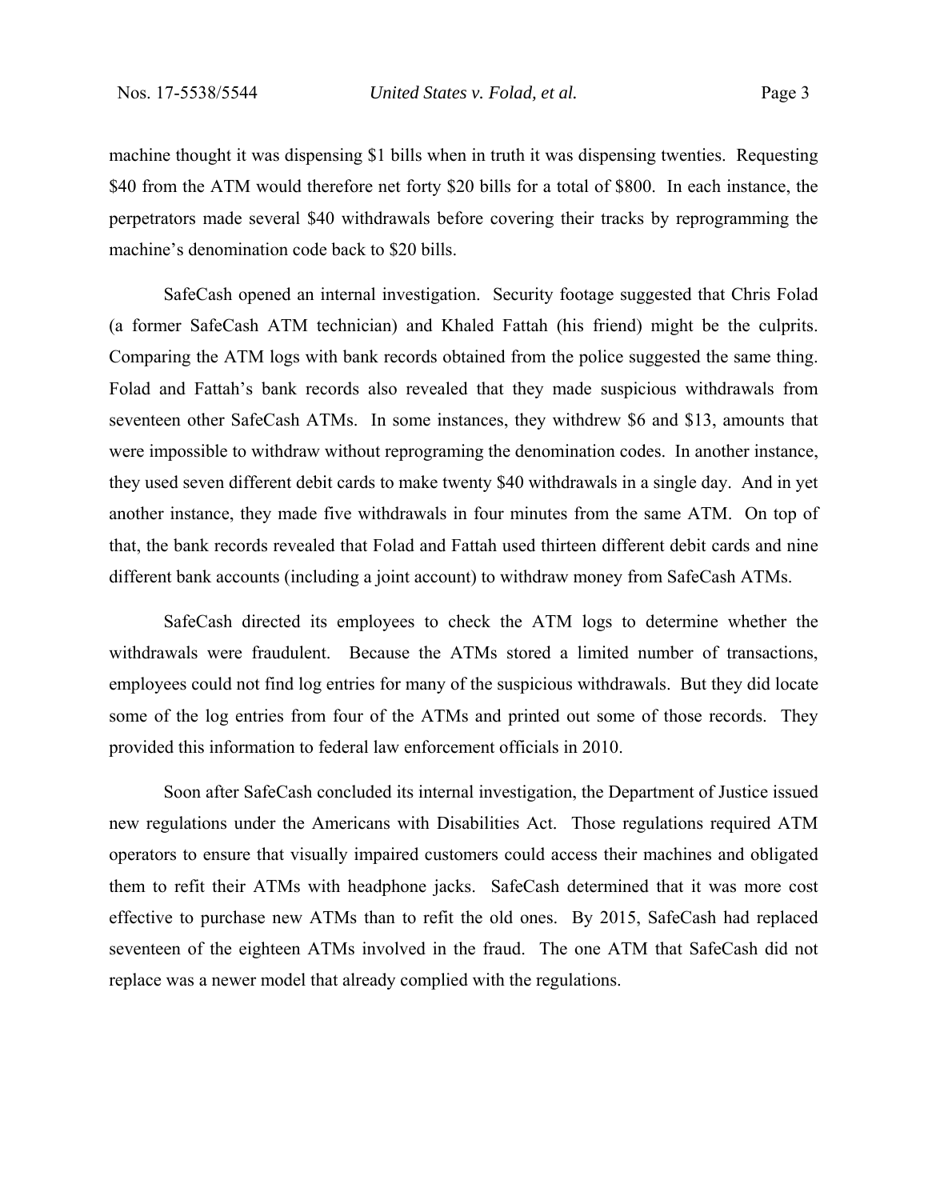machine thought it was dispensing $1 bills when in truth it was dispensing twenties. Requesting $40 from the ATM would therefore net forty $20 bills for a total of $800. In each instance, the perpetrators made several $40 withdrawals before covering their tracks by reprogramming the machine's denomination code back to $20 bills.

SafeCash opened an internal investigation. Security footage suggested that Chris Folad (a former SafeCash ATM technician) and Khaled Fattah (his friend) might be the culprits. Comparing the ATM logs with bank records obtained from the police suggested the same thing. Folad and Fattah's bank records also revealed that they made suspicious withdrawals from seventeen other SafeCash ATMs. In some instances, they withdrew $6 and $13, amounts that were impossible to withdraw without reprograming the denomination codes. In another instance, they used seven different debit cards to make twenty $40 withdrawals in a single day. And in yet another instance, they made five withdrawals in four minutes from the same ATM. On top of that, the bank records revealed that Folad and Fattah used thirteen different debit cards and nine different bank accounts (including a joint account) to withdraw money from SafeCash ATMs.

SafeCash directed its employees to check the ATM logs to determine whether the withdrawals were fraudulent. Because the ATMs stored a limited number of transactions, employees could not find log entries for many of the suspicious withdrawals. But they did locate some of the log entries from four of the ATMs and printed out some of those records. They provided this information to federal law enforcement officials in 2010.

Soon after SafeCash concluded its internal investigation, the Department of Justice issued new regulations under the Americans with Disabilities Act. Those regulations required ATM operators to ensure that visually impaired customers could access their machines and obligated them to refit their ATMs with headphone jacks. SafeCash determined that it was more cost effective to purchase new ATMs than to refit the old ones. By 2015, SafeCash had replaced seventeen of the eighteen ATMs involved in the fraud. The one ATM that SafeCash did not replace was a newer model that already complied with the regulations.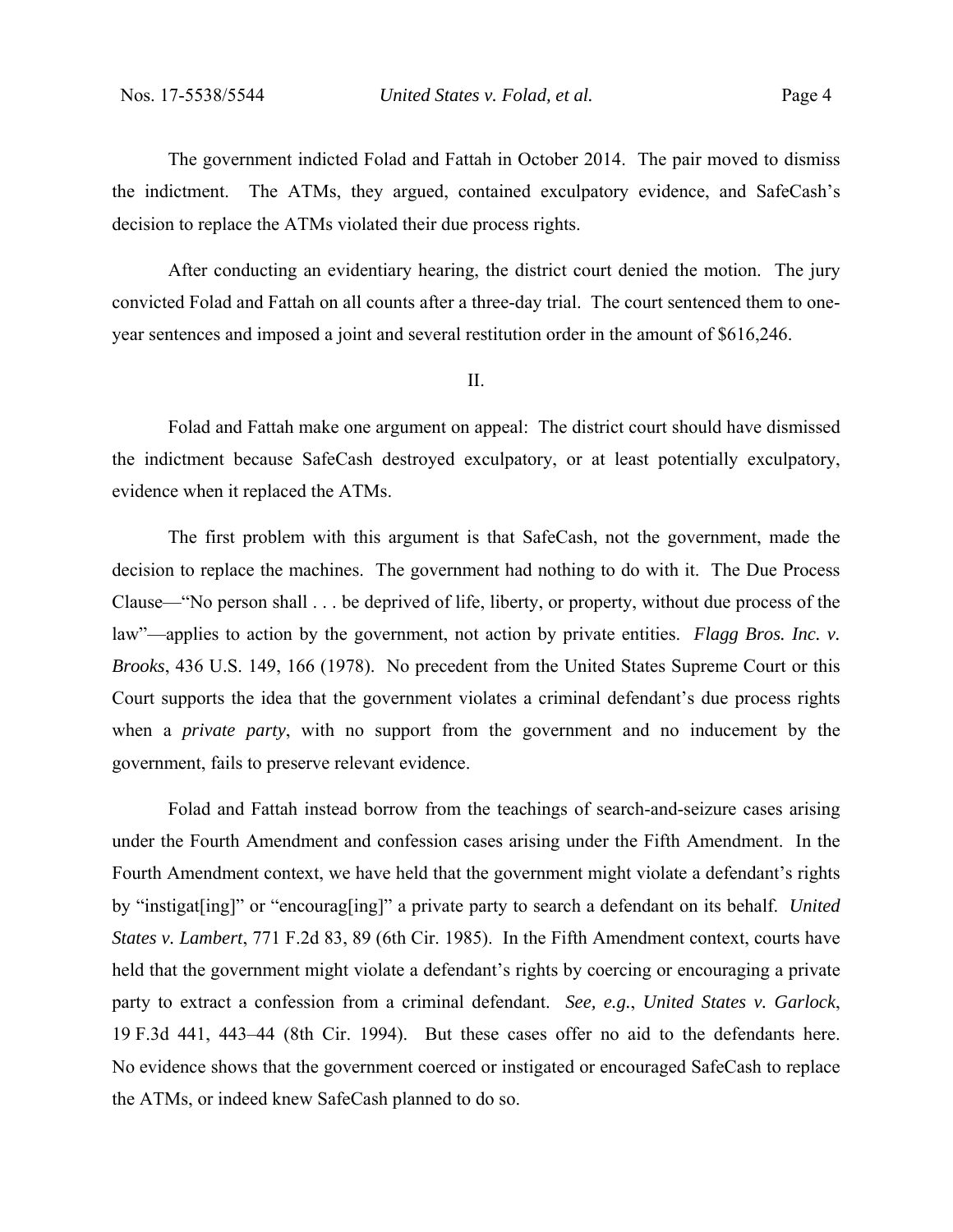The government indicted Folad and Fattah in October 2014. The pair moved to dismiss the indictment. The ATMs, they argued, contained exculpatory evidence, and SafeCash's decision to replace the ATMs violated their due process rights.

After conducting an evidentiary hearing, the district court denied the motion. The jury convicted Folad and Fattah on all counts after a three-day trial. The court sentenced them to one-year sentences and imposed a joint and several restitution order in the amount of $616,246.

## II.

Folad and Fattah make one argument on appeal: The district court should have dismissed the indictment because SafeCash destroyed exculpatory, or at least potentially exculpatory, evidence when it replaced the ATMs.

The first problem with this argument is that SafeCash, not the government, made the decision to replace the machines. The government had nothing to do with it. The Due Process Clause—"No person shall . . . be deprived of life, liberty, or property, without due process of the law"—applies to action by the government, not action by private entities. *Flagg Bros. Inc. v. Brooks*, 436 U.S. 149, 166 (1978). No precedent from the United States Supreme Court or this Court supports the idea that the government violates a criminal defendant's due process rights when a *private party*, with no support from the government and no inducement by the government, fails to preserve relevant evidence.

Folad and Fattah instead borrow from the teachings of search-and-seizure cases arising under the Fourth Amendment and confession cases arising under the Fifth Amendment. In the Fourth Amendment context, we have held that the government might violate a defendant's rights by "instigat[ing]" or "encourag[ing]" a private party to search a defendant on its behalf. *United States v. Lambert*, 771 F.2d 83, 89 (6th Cir. 1985). In the Fifth Amendment context, courts have held that the government might violate a defendant's rights by coercing or encouraging a private party to extract a confession from a criminal defendant. *See, e.g.*, *United States v. Garlock*, 19 F.3d 441, 443–44 (8th Cir. 1994). But these cases offer no aid to the defendants here. No evidence shows that the government coerced or instigated or encouraged SafeCash to replace the ATMs, or indeed knew SafeCash planned to do so.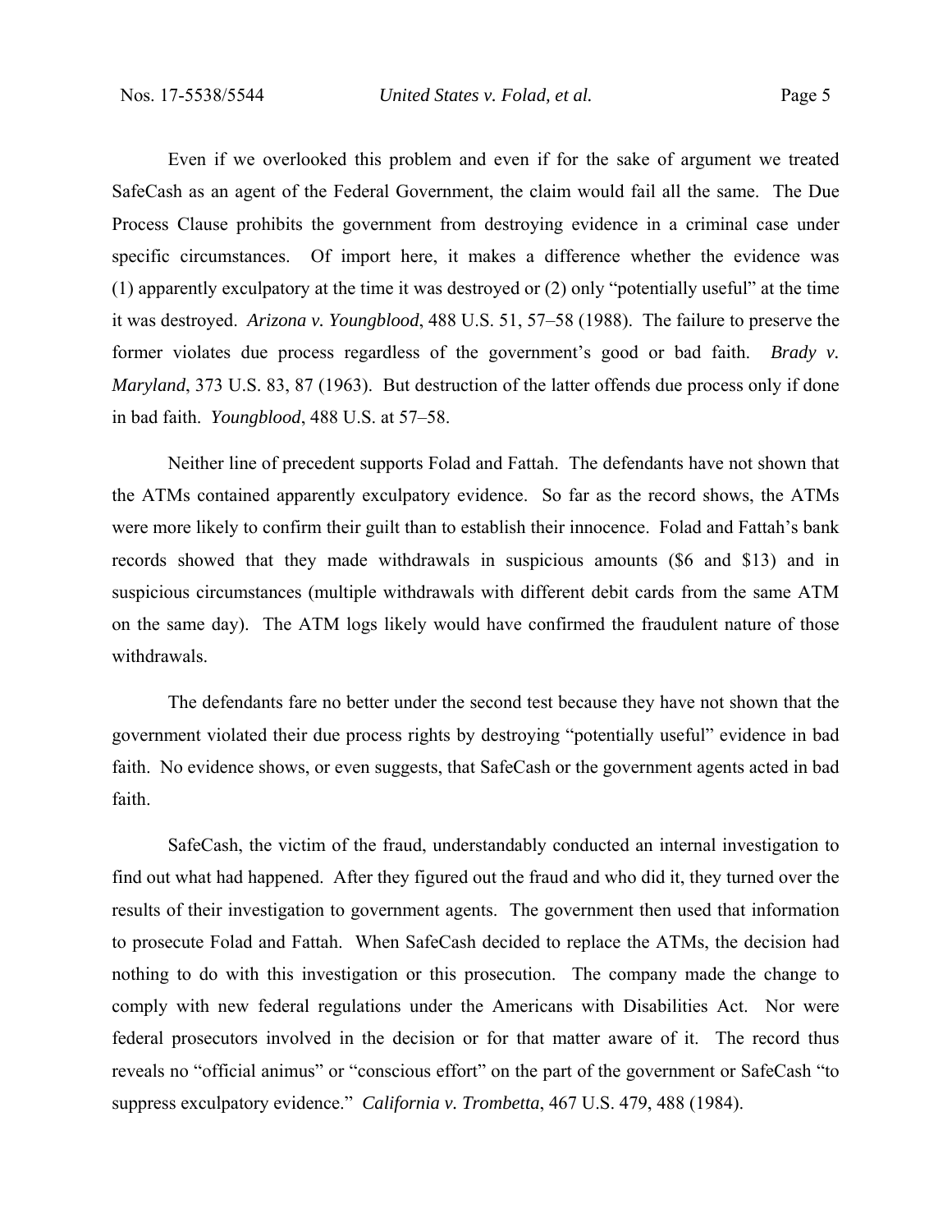Even if we overlooked this problem and even if for the sake of argument we treated SafeCash as an agent of the Federal Government, the claim would fail all the same. The Due Process Clause prohibits the government from destroying evidence in a criminal case under specific circumstances. Of import here, it makes a difference whether the evidence was (1) apparently exculpatory at the time it was destroyed or (2) only "potentially useful" at the time it was destroyed. *Arizona v. Youngblood*, 488 U.S. 51, 57–58 (1988). The failure to preserve the former violates due process regardless of the government's good or bad faith. *Brady v. Maryland*, 373 U.S. 83, 87 (1963). But destruction of the latter offends due process only if done in bad faith. *Youngblood*, 488 U.S. at 57–58.

Neither line of precedent supports Folad and Fattah. The defendants have not shown that the ATMs contained apparently exculpatory evidence. So far as the record shows, the ATMs were more likely to confirm their guilt than to establish their innocence. Folad and Fattah's bank records showed that they made withdrawals in suspicious amounts ($6 and $13) and in suspicious circumstances (multiple withdrawals with different debit cards from the same ATM on the same day). The ATM logs likely would have confirmed the fraudulent nature of those withdrawals.

The defendants fare no better under the second test because they have not shown that the government violated their due process rights by destroying "potentially useful" evidence in bad faith. No evidence shows, or even suggests, that SafeCash or the government agents acted in bad faith.

SafeCash, the victim of the fraud, understandably conducted an internal investigation to find out what had happened. After they figured out the fraud and who did it, they turned over the results of their investigation to government agents. The government then used that information to prosecute Folad and Fattah. When SafeCash decided to replace the ATMs, the decision had nothing to do with this investigation or this prosecution. The company made the change to comply with new federal regulations under the Americans with Disabilities Act. Nor were federal prosecutors involved in the decision or for that matter aware of it. The record thus reveals no "official animus" or "conscious effort" on the part of the government or SafeCash "to suppress exculpatory evidence." *California v. Trombetta*, 467 U.S. 479, 488 (1984).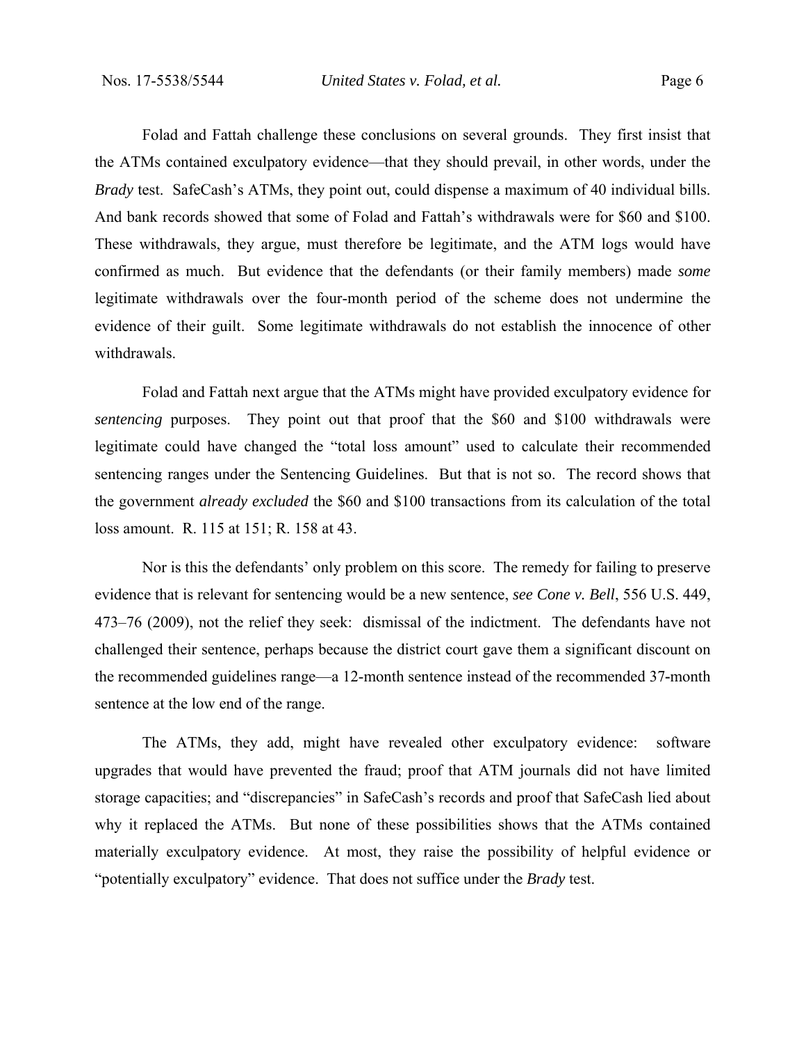Folad and Fattah challenge these conclusions on several grounds. They first insist that the ATMs contained exculpatory evidence—that they should prevail, in other words, under the *Brady* test. SafeCash's ATMs, they point out, could dispense a maximum of 40 individual bills. And bank records showed that some of Folad and Fattah's withdrawals were for $60 and $100. These withdrawals, they argue, must therefore be legitimate, and the ATM logs would have confirmed as much. But evidence that the defendants (or their family members) made *some* legitimate withdrawals over the four-month period of the scheme does not undermine the evidence of their guilt. Some legitimate withdrawals do not establish the innocence of other withdrawals.

Folad and Fattah next argue that the ATMs might have provided exculpatory evidence for *sentencing* purposes. They point out that proof that the $60 and $100 withdrawals were legitimate could have changed the "total loss amount" used to calculate their recommended sentencing ranges under the Sentencing Guidelines. But that is not so. The record shows that the government *already excluded* the $60 and $100 transactions from its calculation of the total loss amount. R. 115 at 151; R. 158 at 43.

Nor is this the defendants' only problem on this score. The remedy for failing to preserve evidence that is relevant for sentencing would be a new sentence, *see Cone v. Bell*, 556 U.S. 449, 473–76 (2009), not the relief they seek: dismissal of the indictment. The defendants have not challenged their sentence, perhaps because the district court gave them a significant discount on the recommended guidelines range—a 12-month sentence instead of the recommended 37-month sentence at the low end of the range.

The ATMs, they add, might have revealed other exculpatory evidence: software upgrades that would have prevented the fraud; proof that ATM journals did not have limited storage capacities; and "discrepancies" in SafeCash's records and proof that SafeCash lied about why it replaced the ATMs. But none of these possibilities shows that the ATMs contained materially exculpatory evidence. At most, they raise the possibility of helpful evidence or "potentially exculpatory" evidence. That does not suffice under the *Brady* test.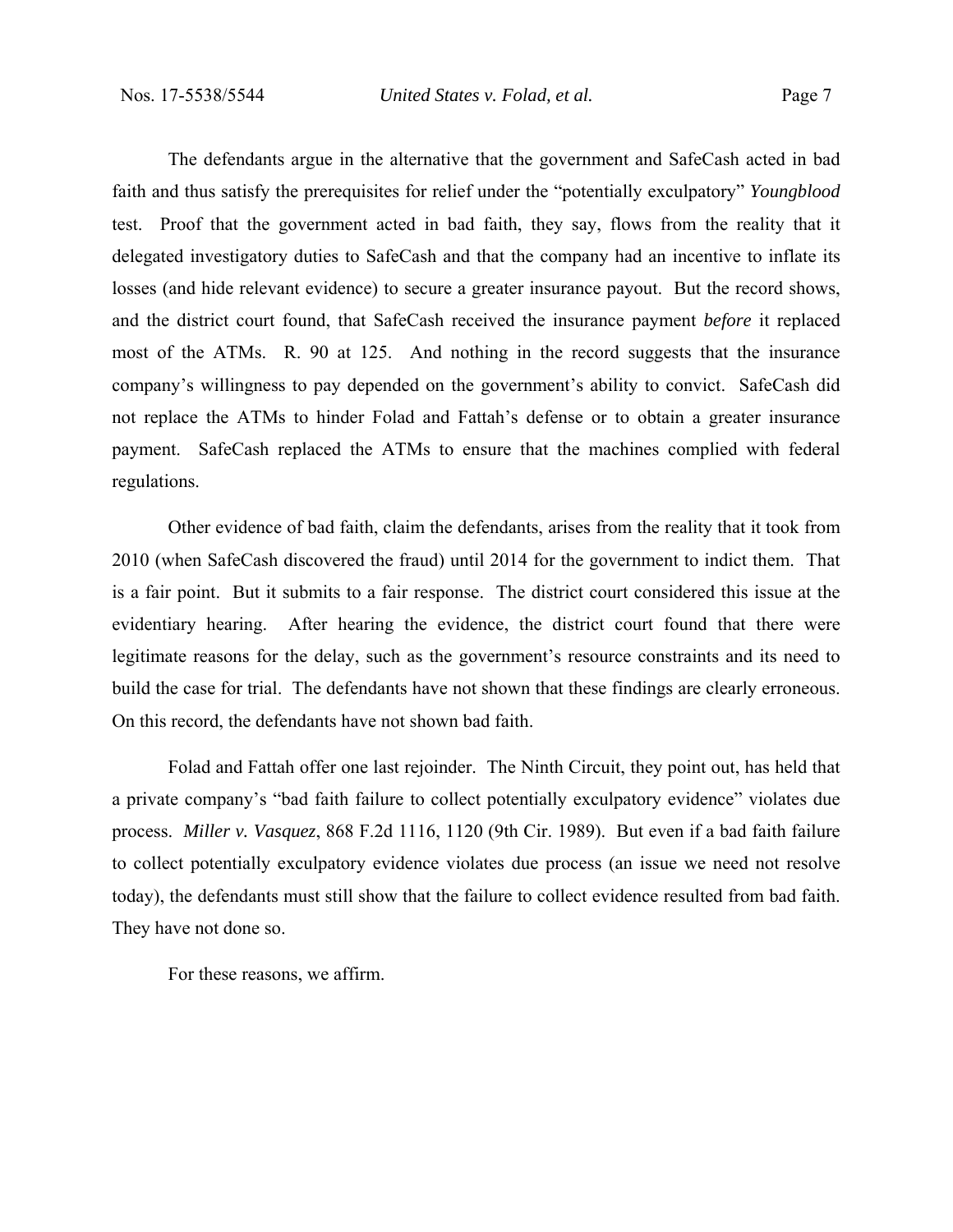The defendants argue in the alternative that the government and SafeCash acted in bad faith and thus satisfy the prerequisites for relief under the "potentially exculpatory" *Youngblood* test. Proof that the government acted in bad faith, they say, flows from the reality that it delegated investigatory duties to SafeCash and that the company had an incentive to inflate its losses (and hide relevant evidence) to secure a greater insurance payout. But the record shows, and the district court found, that SafeCash received the insurance payment *before* it replaced most of the ATMs. R. 90 at 125. And nothing in the record suggests that the insurance company's willingness to pay depended on the government's ability to convict. SafeCash did not replace the ATMs to hinder Folad and Fattah's defense or to obtain a greater insurance payment. SafeCash replaced the ATMs to ensure that the machines complied with federal regulations.

Other evidence of bad faith, claim the defendants, arises from the reality that it took from 2010 (when SafeCash discovered the fraud) until 2014 for the government to indict them. That is a fair point. But it submits to a fair response. The district court considered this issue at the evidentiary hearing. After hearing the evidence, the district court found that there were legitimate reasons for the delay, such as the government's resource constraints and its need to build the case for trial. The defendants have not shown that these findings are clearly erroneous. On this record, the defendants have not shown bad faith.

Folad and Fattah offer one last rejoinder. The Ninth Circuit, they point out, has held that a private company's "bad faith failure to collect potentially exculpatory evidence" violates due process. *Miller v. Vasquez*, 868 F.2d 1116, 1120 (9th Cir. 1989). But even if a bad faith failure to collect potentially exculpatory evidence violates due process (an issue we need not resolve today), the defendants must still show that the failure to collect evidence resulted from bad faith. They have not done so.

For these reasons, we affirm.